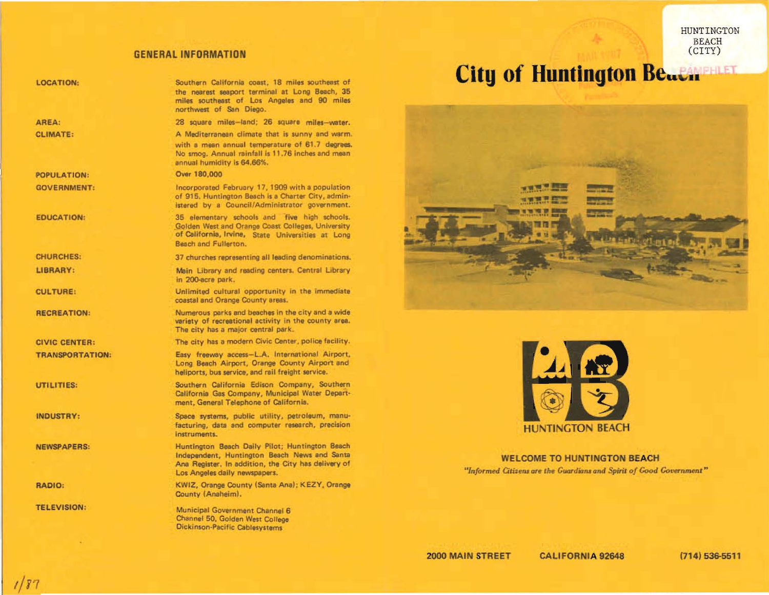## GENERAL INFORMATION

| | |
|---|---|
| **LOCATION:** | Southern California coast, 18 miles southeast of the nearest seaport terminal at Long Beach, 35 miles southeast of Los Angeles and 90 miles northwest of San Diego. |
| **AREA:** | 28 square miles—land; 26 square miles—water. |
| **CLIMATE:** | A Mediterranean climate that is sunny and warm, with a mean annual temperature of 61.7 degrees. No smog. Annual rainfall is 11.76 inches and mean annual humidity is 64.66%. |
| **POPULATION:** | Over 180,000 |
| **GOVERNMENT:** | Incorporated February 17, 1909 with a population of 915. Huntington Beach is a Charter City, administered by a Council/Administrator government. |
| **EDUCATION:** | 35 elementary schools and five high schools. Golden West and Orange Coast Colleges, University of California, Irvine, State Universities at Long Beach and Fullerton. |
| **CHURCHES:** | 37 churches representing all leading denominations. |
| **LIBRARY:** | Main Library and reading centers. Central Library in 200-acre park. |
| **CULTURE:** | Unlimited cultural opportunity in the immediate coastal and Orange County areas. |
| **RECREATION:** | Numerous parks and beaches in the city and a wide variety of recreational activity in the county area. The city has a major central park. |
| **CIVIC CENTER:** | The city has a modern Civic Center, police facility. |
| **TRANSPORTATION:** | Easy freeway access—L.A. International Airport, Long Beach Airport, Orange County Airport and heliports, bus service, and rail freight service. |
| **UTILITIES:** | Southern California Edison Company, Southern California Gas Company, Municipal Water Department, General Telephone of California. |
| **INDUSTRY:** | Space systems, public utility, petroleum, manufacturing, data and computer research, precision instruments. |
| **NEWSPAPERS:** | Huntington Beach Daily Pilot; Huntington Beach Independent, Huntington Beach News and Santa Ana Register. In addition, the City has delivery of Los Angeles daily newspapers. |
| **RADIO:** | KWIZ, Orange County (Santa Ana); KEZY, Orange County (Anaheim). |
| **TELEVISION:** | Municipal Government Channel 6<br>Channel 50, Golden West College<br>Dickinson-Pacific Cablesystems |

1/87

HUNTINGTON BEACH (CITY) PAMPHLET

# City of Huntington Beach

HUNTINGTON BEACH

**WELCOME TO HUNTINGTON BEACH**

*"Informed Citizens are the Guardians and Spirit of Good Government"*

**2000 MAIN STREET CALIFORNIA 92648 (714) 536-5511**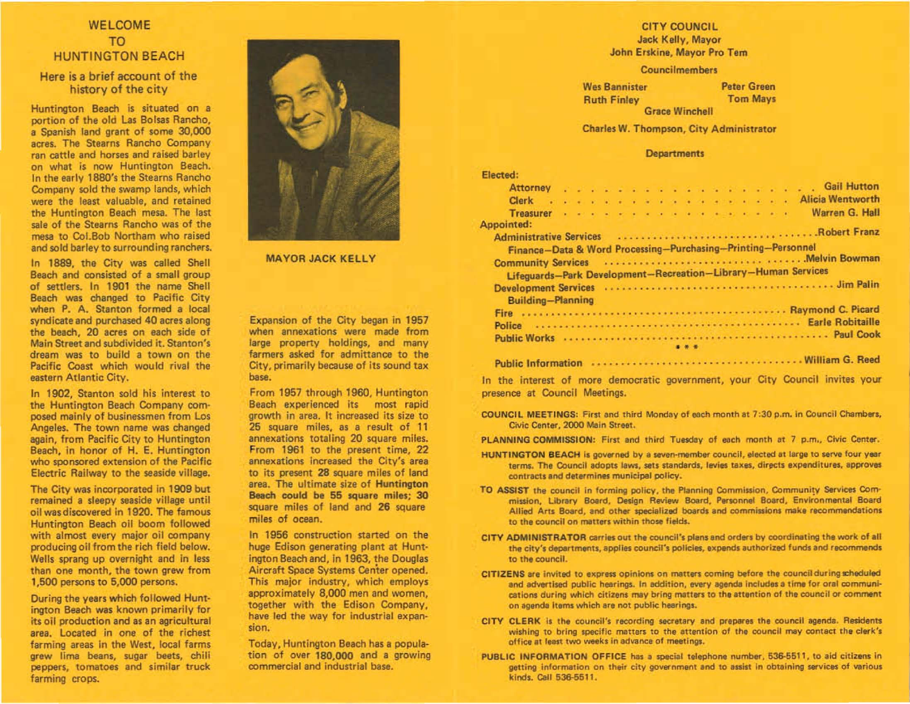# WELCOME TO HUNTINGTON BEACH

## Here is a brief account of the history of the city

Huntington Beach is situated on a portion of the old Las Bolsas Rancho, a Spanish land grant of some 30,000 acres. The Stearns Rancho Company ran cattle and horses and raised barley on what is now Huntington Beach. In the early 1880's the Stearns Rancho Company sold the swamp lands, which were the least valuable, and retained the Huntington Beach mesa. The last sale of the Stearns Rancho was of the mesa to Col.Bob Northam who raised and sold barley to surrounding ranchers.

In 1889, the City was called Shell Beach and consisted of a small group of settlers. In 1901 the name Shell Beach was changed to Pacific City when P. A. Stanton formed a local syndicate and purchased 40 acres along the beach, 20 acres on each side of Main Street and subdivided it. Stanton's dream was to build a town on the Pacific Coast which would rival the eastern Atlantic City.

In 1902, Stanton sold his interest to the Huntington Beach Company composed mainly of businessmen from Los Angeles. The town name was changed again, from Pacific City to Huntington Beach, in honor of H. E. Huntington who sponsored extension of the Pacific Electric Railway to the seaside village.

The City was incorporated in 1909 but remained a sleepy seaside village until oil was discovered in 1920. The famous Huntington Beach oil boom followed with almost every major oil company producing oil from the rich field below. Wells sprang up overnight and in less than one month, the town grew from 1,500 persons to 5,000 persons.

During the years which followed Huntington Beach was known primarily for its oil production and as an agricultural area. Located in one of the richest farming areas in the West, local farms grew lima beans, sugar beets, chili peppers, tomatoes and similar truck farming crops.

**MAYOR JACK KELLY**

Expansion of the City began in 1957 when annexations were made from large property holdings, and many farmers asked for admittance to the City, primarily because of its sound tax base.

From 1957 through 1960, Huntington Beach experienced its most rapid growth in area. It increased its size to 25 square miles, as a result of 11 annexations totaling 20 square miles. From 1961 to the present time, 22 annexations increased the City's area to its present **28** square miles of land area. The ultimate size of **Huntington Beach could be 55 square miles; 30** square miles of land and **26** square miles of ocean.

In 1956 construction started on the huge Edison generating plant at Huntington Beach and, in 1963, the Douglas Aircraft Space Systems Center opened. This major industry, which employs approximately 8,000 men and women, together with the Edison Company, have led the way for industrial expansion.

Today, Huntington Beach has a population of over **180,000** and a growing commercial and industrial base.

## CITY COUNCIL

**Jack Kelly, Mayor**
**John Erskine, Mayor Pro Tem**

**Councilmembers**

Wes Bannister, Peter Green, Ruth Finley, Tom Mays, Grace Winchell

**Charles W. Thompson, City Administrator**

### Departments

**Elected:**

- Attorney . . . . . Gail Hutton
- Clerk . . . . . Alicia Wentworth
- Treasurer . . . . . Warren G. Hall

**Appointed:**

- Administrative Services . . . . . Robert Franz
  - Finance—Data & Word Processing—Purchasing—Printing—Personnel
- Community Services . . . . . Melvin Bowman
  - Lifeguards—Park Development—Recreation—Library—Human Services
- Development Services . . . . . Jim Palin
  - Building—Planning
- Fire . . . . . Raymond C. Picard
- Police . . . . . Earle Robitaille
- Public Works . . . . . Paul Cook

\* \* \*

- Public Information . . . . . William G. Reed

In the interest of more democratic government, your City Council invites your presence at Council Meetings.

**COUNCIL MEETINGS:** First and third Monday of each month at 7:30 p.m. in Council Chambers, Civic Center, 2000 Main Street.

**PLANNING COMMISSION:** First and third Tuesday of each month at 7 p.m., Civic Center.

**HUNTINGTON BEACH** is governed by a seven-member council, elected at large to serve four year terms. The Council adopts laws, sets standards, levies taxes, directs expenditures, approves contracts and determines municipal policy.

**TO ASSIST** the council in forming policy, the Planning Commission, Community Services Commission, Library Board, Design Review Board, Personnel Board, Environmental Board Allied Arts Board, and other specialized boards and commissions make recommendations to the council on matters within those fields.

**CITY ADMINISTRATOR** carries out the council's plans and orders by coordinating the work of all the city's departments, applies council's policies, expends authorized funds and recommends to the council.

**CITIZENS** are invited to express opinions on matters coming before the council during scheduled and advertised public hearings. In addition, every agenda includes a time for oral communications during which citizens may bring matters to the attention of the council or comment on agenda items which are not public hearings.

**CITY CLERK** is the council's recording secretary and prepares the council agenda. Residents wishing to bring specific matters to the attention of the council may contact the clerk's office at least two weeks in advance of meetings.

**PUBLIC INFORMATION OFFICE** has a special telephone number, 536-5511, to aid citizens in getting information on their city government and to assist in obtaining services of various kinds. Call 536-5511.